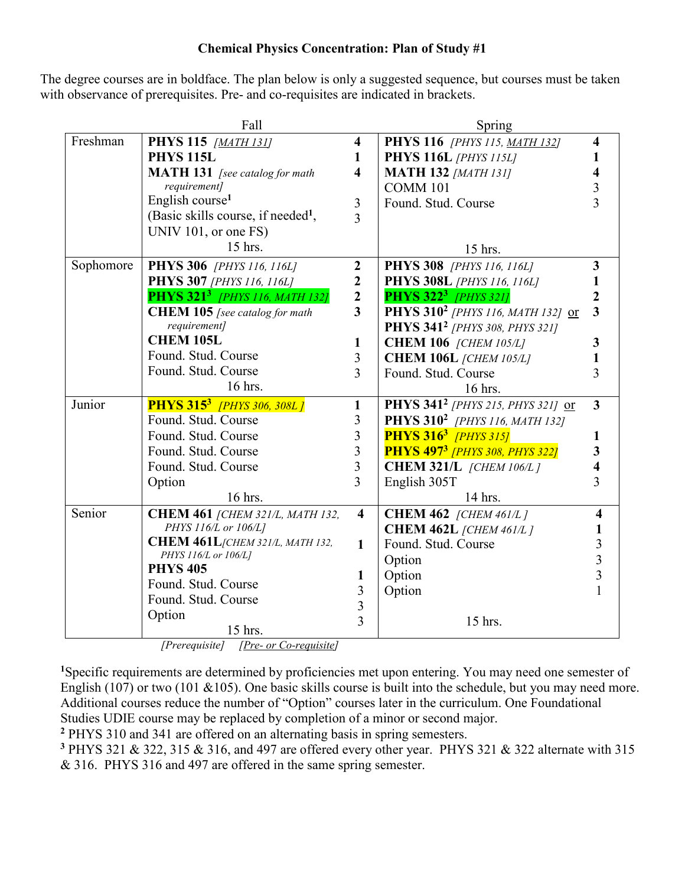# Chemical Physics Concentration: Plan of Study #1

The degree courses are in boldface. The plan below is only a suggested sequence, but courses must be taken with observance of prerequisites. Pre- and co-requisites are indicated in brackets.

| | Fall | | Spring | |
|---|---|---|---|---|
| Freshman | **PHYS 115** *[MATH 131]* | **4** | **PHYS 116** *[PHYS 115, MATH 132]* | **4** |
| | **PHYS 115L** | **1** | **PHYS 116L** *[PHYS 115L]* | **1** |
| | **MATH 131** *[see catalog for math requirement]* | **4** | **MATH 132** *[MATH 131]* | **4** |
| | English course[1] | 3 | COMM 101 | 3 |
| | (Basic skills course, if needed[1], UNIV 101, or one FS) | 3 | Found. Stud. Course | 3 |
| | 15 hrs. | | 15 hrs. | |
| Sophomore | **PHYS 306** *[PHYS 116, 116L]* | **2** | **PHYS 308** *[PHYS 116, 116L]* | **3** |
| | **PHYS 307** *[PHYS 116, 116L]* | **2** | **PHYS 308L** *[PHYS 116, 116L]* | **1** |
| | **PHYS 321[3]** *[PHYS 116, MATH 132]* | **2** | **PHYS 322[3]** *[PHYS 321]* | **2** |
| | **CHEM 105** *[see catalog for math requirement]* | **3** | **PHYS 310[2]** *[PHYS 116, MATH 132]* or **PHYS 341[2]** *[PHYS 308, PHYS 321]* | **3** |
| | **CHEM 105L** | **1** | **CHEM 106** *[CHEM 105/L]* | **3** |
| | Found. Stud. Course | 3 | **CHEM 106L** *[CHEM 105/L]* | **1** |
| | Found. Stud. Course | 3 | Found. Stud. Course | 3 |
| | 16 hrs. | | 16 hrs. | |
| Junior | **PHYS 315[3]** *[PHYS 306, 308L ]* | **1** | **PHYS 341[2]** *[PHYS 215, PHYS 321]* or **PHYS 310[2]** *[PHYS 116, MATH 132]* | **3** |
| | Found. Stud. Course | 3 | **PHYS 316[3]** *[PHYS 315]* | **1** |
| | Found. Stud. Course | 3 | **PHYS 497[3]** *[PHYS 308, PHYS 322]* | **3** |
| | Found. Stud. Course | 3 | **CHEM 321/L** *[CHEM 106/L ]* | **4** |
| | Found. Stud. Course | 3 | English 305T | 3 |
| | Option | 3 | | |
| | 16 hrs. | | 14 hrs. | |
| Senior | **CHEM 461** *[CHEM 321/L, MATH 132, PHYS 116/L or 106/L]* | **4** | **CHEM 462** *[CHEM 461/L ]* | **4** |
| | **CHEM 461L** *[CHEM 321/L, MATH 132, PHYS 116/L or 106/L]* | **1** | **CHEM 462L** *[CHEM 461/L ]* | **1** |
| | **PHYS 405** | **1** | Found. Stud. Course | 3 |
| | Found. Stud. Course | 3 | Option | 3 |
| | Found. Stud. Course | 3 | Option | 3 |
| | Option | 3 | Option | 1 |
| | 15 hrs. | | 15 hrs. | |

*[Prerequisite]* *[Pre- or Co-requisite]*

[1]Specific requirements are determined by proficiencies met upon entering. You may need one semester of English (107) or two (101 &105). One basic skills course is built into the schedule, but you may need more. Additional courses reduce the number of "Option" courses later in the curriculum. One Foundational Studies UDIE course may be replaced by completion of a minor or second major.

[2] PHYS 310 and 341 are offered on an alternating basis in spring semesters.

[3] PHYS 321 & 322, 315 & 316, and 497 are offered every other year. PHYS 321 & 322 alternate with 315 & 316. PHYS 316 and 497 are offered in the same spring semester.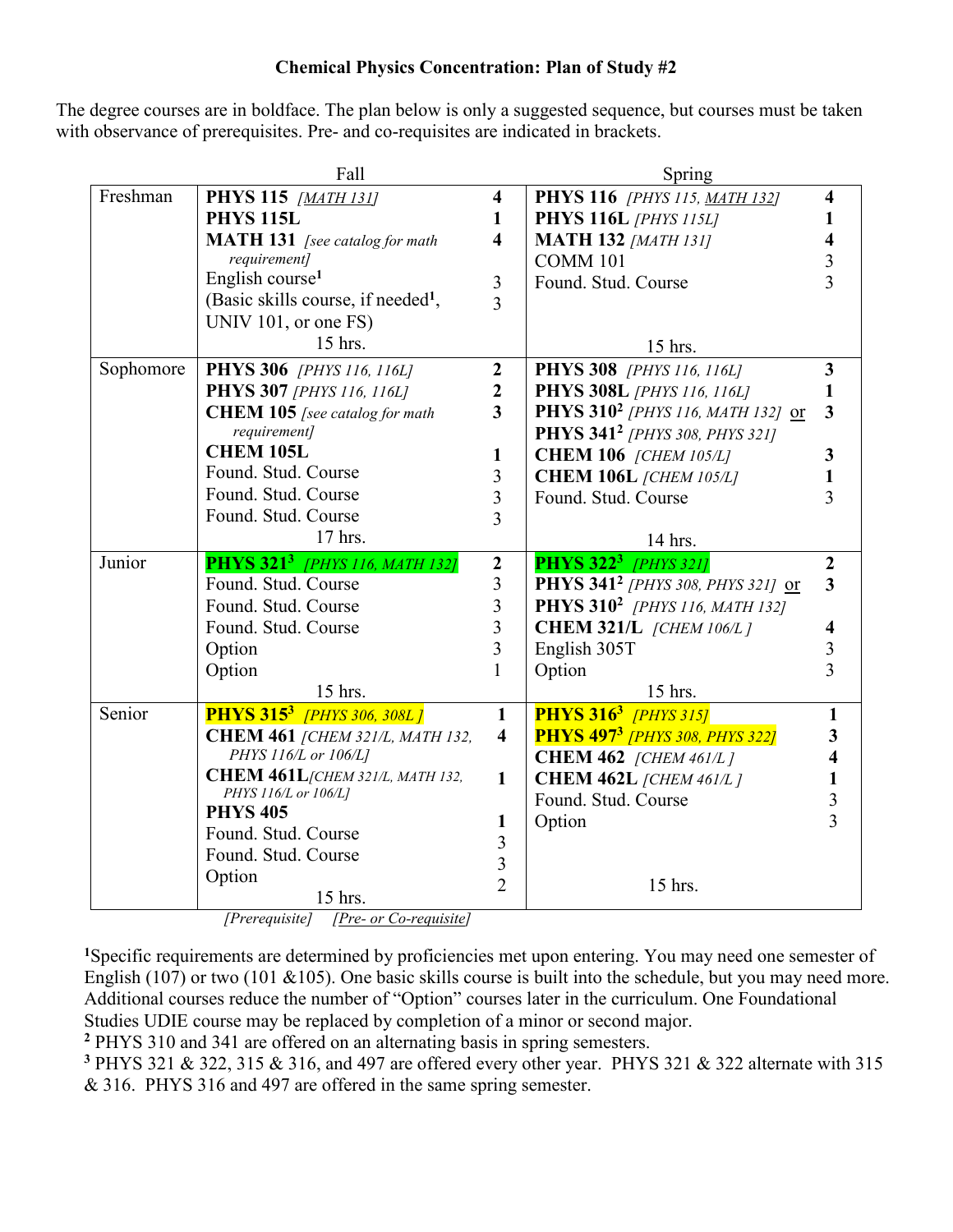## Chemical Physics Concentration: Plan of Study #2

The degree courses are in boldface. The plan below is only a suggested sequence, but courses must be taken with observance of prerequisites. Pre- and co-requisites are indicated in brackets.

| | Fall | | Spring | |
|---|---|---|---|---|
| Freshman | **PHYS 115** *[MATH 131]* | **4** | **PHYS 116** *[PHYS 115, MATH 132]* | **4** |
| | **PHYS 115L** | **1** | **PHYS 116L** *[PHYS 115L]* | **1** |
| | **MATH 131** *[see catalog for math requirement]* | **4** | **MATH 132** *[MATH 131]* | **4** |
| | English course[1] | 3 | COMM 101 | 3 |
| | (Basic skills course, if needed[1], UNIV 101, or one FS) | 3 | Found. Stud. Course | 3 |
| | 15 hrs. | | 15 hrs. | |
| Sophomore | **PHYS 306** *[PHYS 116, 116L]* | **2** | **PHYS 308** *[PHYS 116, 116L]* | **3** |
| | **PHYS 307** *[PHYS 116, 116L]* | **2** | **PHYS 308L** *[PHYS 116, 116L]* | **1** |
| | **CHEM 105** *[see catalog for math requirement]* | **3** | **PHYS 310**[2] *[PHYS 116, MATH 132]* or **PHYS 341**[2] *[PHYS 308, PHYS 321]* | **3** |
| | **CHEM 105L** | **1** | **CHEM 106** *[CHEM 105/L]* | **3** |
| | Found. Stud. Course | 3 | **CHEM 106L** *[CHEM 105/L]* | **1** |
| | Found. Stud. Course | 3 | Found. Stud. Course | 3 |
| | Found. Stud. Course | 3 | | |
| | 17 hrs. | | 14 hrs. | |
| Junior | **PHYS 321**[3] *[PHYS 116, MATH 132]* | **2** | **PHYS 322**[3] *[PHYS 321]* | **2** |
| | Found. Stud. Course | 3 | **PHYS 341**[2] *[PHYS 308, PHYS 321]* or **PHYS 310**[2] *[PHYS 116, MATH 132]* | **3** |
| | Found. Stud. Course | 3 | **CHEM 321/L** *[CHEM 106/L ]* | **4** |
| | Found. Stud. Course | 3 | English 305T | 3 |
| | Option | 3 | Option | 3 |
| | Option | 1 | | |
| | 15 hrs. | | 15 hrs. | |
| Senior | **PHYS 315**[3] *[PHYS 306, 308L ]* | **1** | **PHYS 316**[3] *[PHYS 315]* | **1** |
| | **CHEM 461** *[CHEM 321/L, MATH 132, PHYS 116/L or 106/L]* | **4** | **PHYS 497**[3] *[PHYS 308, PHYS 322]* | **3** |
| | **CHEM 461L** *[CHEM 321/L, MATH 132, PHYS 116/L or 106/L]* | **1** | **CHEM 462** *[CHEM 461/L ]* | **4** |
| | **PHYS 405** | **1** | **CHEM 462L** *[CHEM 461/L ]* | **1** |
| | Found. Stud. Course | 3 | Found. Stud. Course | 3 |
| | Found. Stud. Course | 3 | Option | 3 |
| | Option | 2 | | |
| | 15 hrs. | | 15 hrs. | |

*[Prerequisite]* *[Pre- or Co-requisite]*

[1] Specific requirements are determined by proficiencies met upon entering. You may need one semester of English (107) or two (101 &105). One basic skills course is built into the schedule, but you may need more. Additional courses reduce the number of "Option" courses later in the curriculum. One Foundational Studies UDIE course may be replaced by completion of a minor or second major.

[2] PHYS 310 and 341 are offered on an alternating basis in spring semesters.

[3] PHYS 321 & 322, 315 & 316, and 497 are offered every other year. PHYS 321 & 322 alternate with 315 & 316. PHYS 316 and 497 are offered in the same spring semester.